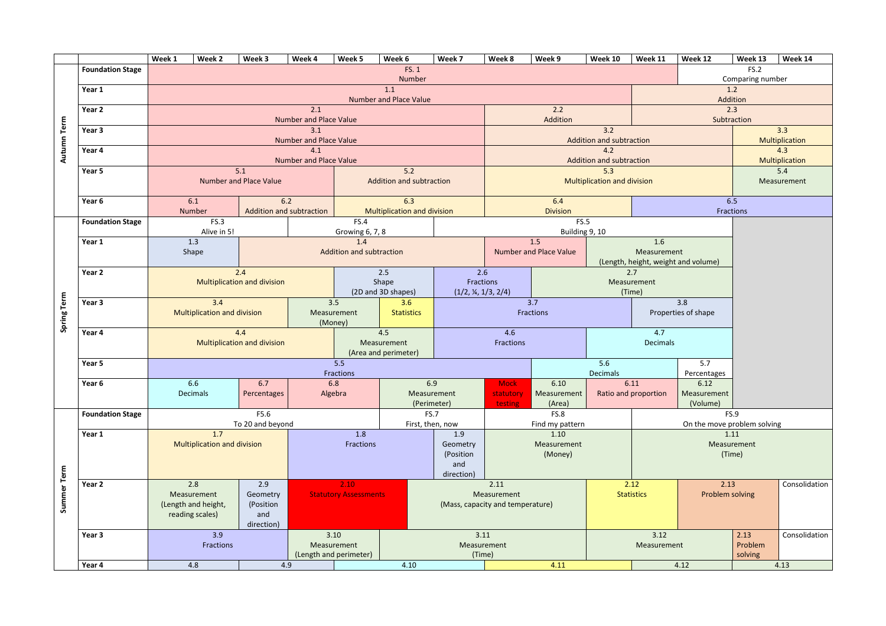| | | Week 1 | Week 2 | Week 3 | Week 4 | Week 5 | Week 6 | Week 7 | Week 8 | Week 9 | Week 10 | Week 11 | Week 12 | Week 13 | Week 14 |
|---|---|---|---|---|---|---|---|---|---|---|---|---|---|---|---|
| **Autumn Term** | **Foundation Stage** | FS. 1 Number | | | | | | | | | | | | FS.2 Comparing number | |
| | **Year 1** | 1.1 Number and Place Value | | | | | | | | | | 1.2 Addition | | | |
| | **Year 2** | 2.1 Number and Place Value | | | | | | | 2.2 Addition | | | 2.3 Subtraction | | | |
| | **Year 3** | 3.1 Number and Place Value | | | | | | | 3.2 Addition and subtraction | | | | | 3.3 Multiplication | |
| | **Year 4** | 4.1 Number and Place Value | | | | | | | 4.2 Addition and subtraction | | | | | 4.3 Multiplication | |
| | **Year 5** | 5.1 Number and Place Value | | | | 5.2 Addition and subtraction | | | 5.3 Multiplication and division | | | | | 5.4 Measurement | |
| | **Year 6** | 6.1 Number | | 6.2 Addition and subtraction | | 6.3 Multiplication and division | | | 6.4 Division | | | 6.5 Fractions | | | |
| **Spring Term** | **Foundation Stage** | FS.3 Alive in 5! | | | FS.4 Growing 6, 7, 8 | | | FS.5 Building 9, 10 | | | | | | | |
| | **Year 1** | 1.3 Shape | | 1.4 Addition and subtraction | | | | | 1.5 Number and Place Value | | 1.6 Measurement (Length, height, weight and volume) | | | | |
| | **Year 2** | 2.4 Multiplication and division | | | | 2.5 Shape (2D and 3D shapes) | | 2.6 Fractions (1/2, ¼, 1/3, 2/4) | | 2.7 Measurement (Time) | | | | | |
| | **Year 3** | 3.4 Multiplication and division | | | 3.5 Measurement (Money) | | 3.6 Statistics | 3.7 Fractions | | | | 3.8 Properties of shape | | | |
| | **Year 4** | 4.4 Multiplication and division | | | | 4.5 Measurement (Area and perimeter) | | 4.6 Fractions | | | 4.7 Decimals | | | | |
| | **Year 5** | 5.5 Fractions | | | | | | | | 5.6 Decimals | | | 5.7 Percentages | | |
| | **Year 6** | 6.6 Decimals | | 6.7 Percentages | 6.8 Algebra | | 6.9 Measurement (Perimeter) | | Mock statutory testing | 6.10 Measurement (Area) | 6.11 Ratio and proportion | | 6.12 Measurement (Volume) | | |
| **Summer Term** | **Foundation Stage** | F5.6 To 20 and beyond | | | | | FS.7 First, then, now | | FS.8 Find my pattern | | | FS.9 On the move problem solving | | | |
| | **Year 1** | 1.7 Multiplication and division | | | 1.8 Fractions | | | 1.9 Geometry (Position and direction) | 1.10 Measurement (Money) | | | 1.11 Measurement (Time) | | | |
| | **Year 2** | 2.8 Measurement (Length and height, reading scales) | | 2.9 Geometry (Position and direction) | 2.10 Statutory Assessments | | 2.11 Measurement (Mass, capacity and temperature) | | | | 2.12 Statistics | | 2.13 Problem solving | | Consolidation |
| | **Year 3** | 3.9 Fractions | | | 3.10 Measurement (Length and perimeter) | | 3.11 Measurement (Time) | | | | 3.12 Measurement | | | 2.13 Problem solving | Consolidation |
| | **Year 4** | 4.8 | | 4.9 | | 4.10 | | | 4.11 | | | 4.12 | | 4.13 | |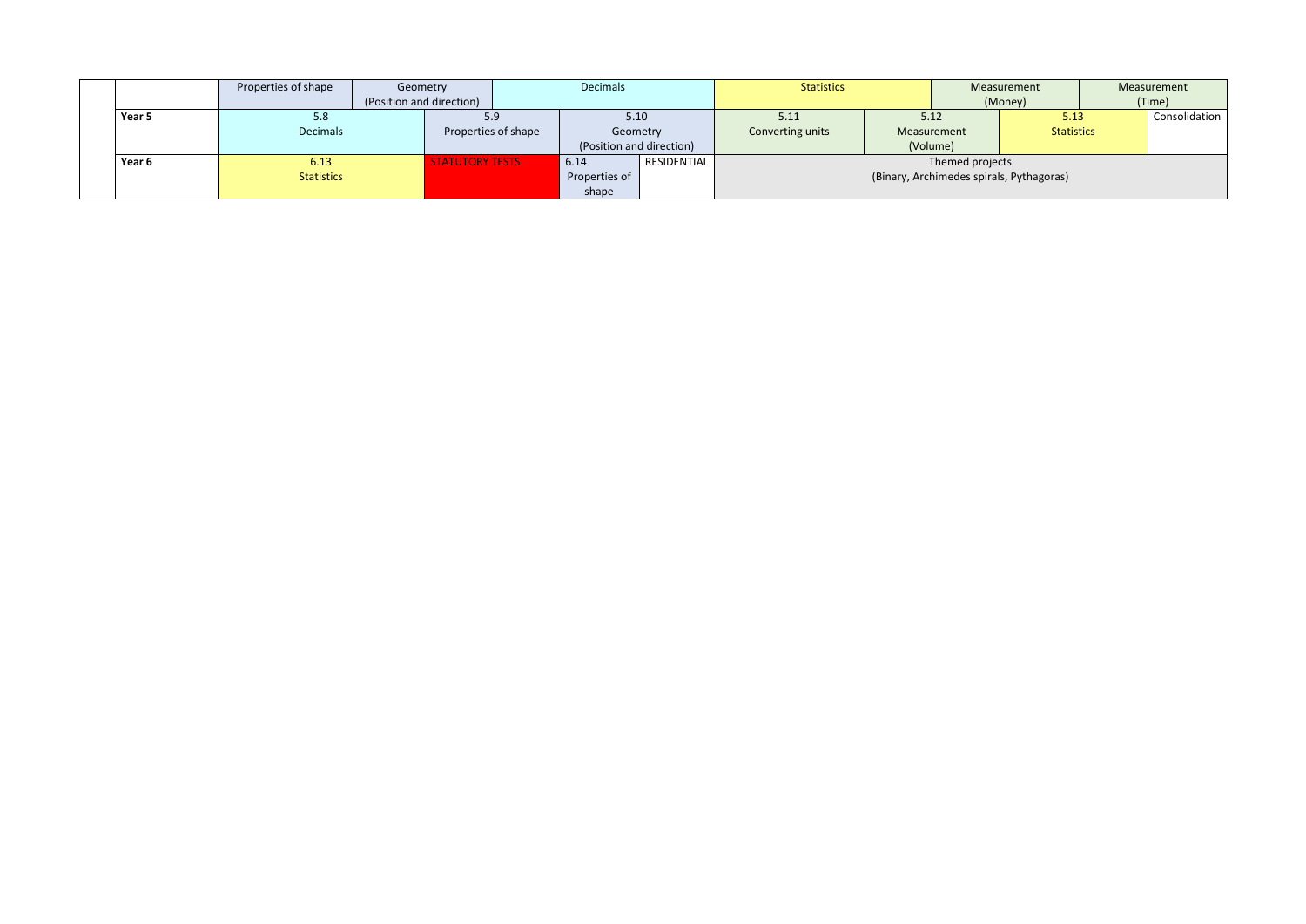| | | | | | | | | | | | | |
|---|---|---|---|---|---|---|---|---|---|---|---|---|
| | Properties of shape | Geometry (Position and direction) | | Decimals | | | Statistics | | Measurement (Money) | | Measurement (Time) | |
| **Year 5** | 5.8 Decimals | | 5.9 Properties of shape | | 5.10 Geometry (Position and direction) | | 5.11 Converting units | 5.12 Measurement (Volume) | | 5.13 Statistics | | Consolidation |
| **Year 6** | 6.13 Statistics | | STATUTORY TESTS | | 6.14 Properties of shape | RESIDENTIAL | Themed projects (Binary, Archimedes spirals, Pythagoras) | | | | | |